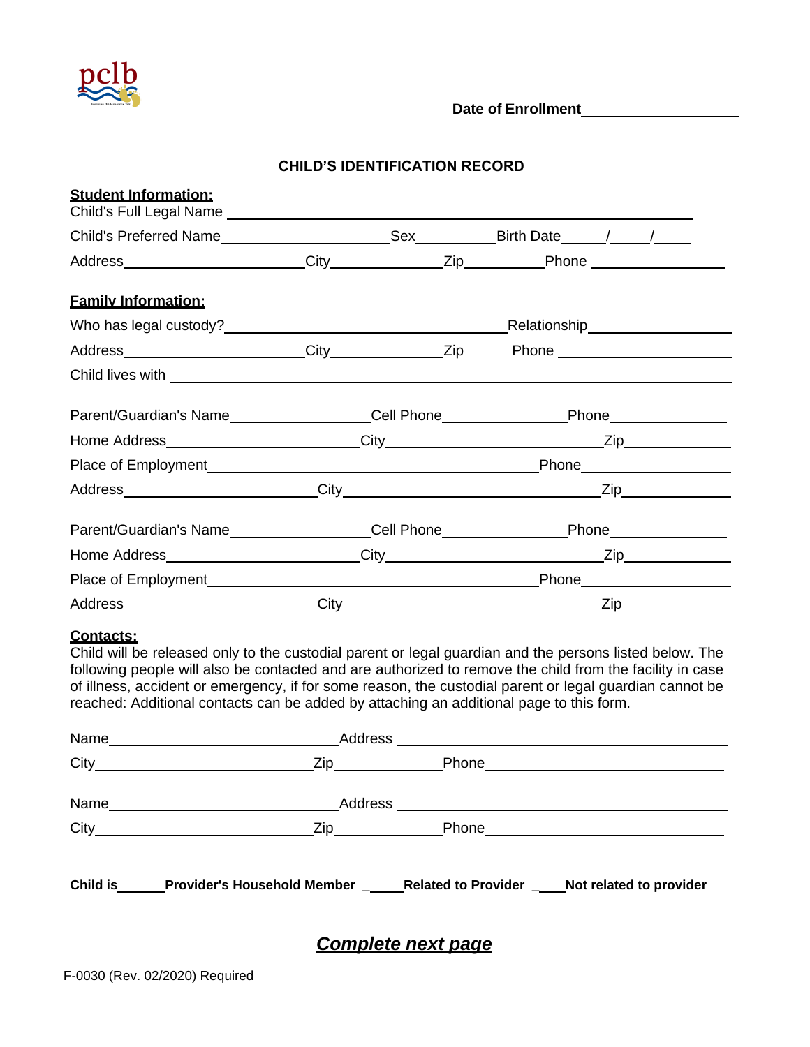pclb

**Date of Enrollment**\_\_\_\_\_\_\_\_\_\_\_\_\_\_\_\_\_\_\_\_

## CHILD'S IDENTIFICATION RECORD

**Student Information:**

Child's Full Legal Name \_\_\_\_\_\_\_\_\_\_\_\_\_\_\_\_\_\_\_\_\_\_\_\_\_\_\_\_\_\_\_\_\_\_\_\_\_\_\_\_\_\_\_\_\_\_\_\_

Child's Preferred Name\_\_\_\_\_\_\_\_\_\_\_\_\_\_\_\_\_\_\_\_Sex\_\_\_\_\_\_\_\_Birth Date\_\_\_\_/\_\_\_\_/\_\_\_\_

Address\_\_\_\_\_\_\_\_\_\_\_\_\_\_\_\_\_\_\_\_City\_\_\_\_\_\_\_\_\_\_\_\_Zip\_\_\_\_\_\_\_\_\_Phone \_\_\_\_\_\_\_\_\_\_\_\_\_\_\_

**Family Information:**

Who has legal custody?\_\_\_\_\_\_\_\_\_\_\_\_\_\_\_\_\_\_\_\_\_\_\_\_\_\_\_\_\_\_Relationship\_\_\_\_\_\_\_\_\_\_\_\_\_\_\_\_

Address\_\_\_\_\_\_\_\_\_\_\_\_\_\_\_\_\_\_\_\_City\_\_\_\_\_\_\_\_\_\_\_\_Zip Phone \_\_\_\_\_\_\_\_\_\_\_\_\_\_\_\_\_\_\_\_

Child lives with \_\_\_\_\_\_\_\_\_\_\_\_\_\_\_\_\_\_\_\_\_\_\_\_\_\_\_\_\_\_\_\_\_\_\_\_\_\_\_\_\_\_\_\_\_\_\_\_\_\_\_\_\_\_\_\_\_

Parent/Guardian's Name\_\_\_\_\_\_\_\_\_\_\_\_\_\_\_Cell Phone\_\_\_\_\_\_\_\_\_\_\_\_\_\_Phone\_\_\_\_\_\_\_\_\_\_\_\_\_

Home Address\_\_\_\_\_\_\_\_\_\_\_\_\_\_\_\_\_\_\_\_\_City\_\_\_\_\_\_\_\_\_\_\_\_\_\_\_\_\_\_\_\_\_\_\_\_Zip\_\_\_\_\_\_\_\_\_\_\_\_

Place of Employment\_\_\_\_\_\_\_\_\_\_\_\_\_\_\_\_\_\_\_\_\_\_\_\_\_\_\_\_\_\_\_\_\_\_\_\_\_\_Phone\_\_\_\_\_\_\_\_\_\_\_\_\_\_\_\_

Address\_\_\_\_\_\_\_\_\_\_\_\_\_\_\_\_\_\_\_\_\_\_City\_\_\_\_\_\_\_\_\_\_\_\_\_\_\_\_\_\_\_\_\_\_\_\_\_\_\_\_\_\_Zip\_\_\_\_\_\_\_\_\_\_\_\_

Parent/Guardian's Name\_\_\_\_\_\_\_\_\_\_\_\_\_\_\_Cell Phone\_\_\_\_\_\_\_\_\_\_\_\_\_\_Phone\_\_\_\_\_\_\_\_\_\_\_\_\_

Home Address\_\_\_\_\_\_\_\_\_\_\_\_\_\_\_\_\_\_\_\_\_City\_\_\_\_\_\_\_\_\_\_\_\_\_\_\_\_\_\_\_\_\_\_\_\_Zip\_\_\_\_\_\_\_\_\_\_\_\_

Place of Employment\_\_\_\_\_\_\_\_\_\_\_\_\_\_\_\_\_\_\_\_\_\_\_\_\_\_\_\_\_\_\_\_\_\_\_\_\_\_Phone\_\_\_\_\_\_\_\_\_\_\_\_\_\_\_\_

Address\_\_\_\_\_\_\_\_\_\_\_\_\_\_\_\_\_\_\_\_\_\_City\_\_\_\_\_\_\_\_\_\_\_\_\_\_\_\_\_\_\_\_\_\_\_\_\_\_\_\_\_\_Zip\_\_\_\_\_\_\_\_\_\_\_\_

**Contacts:**

Child will be released only to the custodial parent or legal guardian and the persons listed below. The following people will also be contacted and are authorized to remove the child from the facility in case of illness, accident or emergency, if for some reason, the custodial parent or legal guardian cannot be reached: Additional contacts can be added by attaching an additional page to this form.

Name\_\_\_\_\_\_\_\_\_\_\_\_\_\_\_\_\_\_\_\_\_\_\_\_\_\_\_Address \_\_\_\_\_\_\_\_\_\_\_\_\_\_\_\_\_\_\_\_\_\_\_\_\_\_\_\_\_\_\_\_\_\_\_\_\_\_

City\_\_\_\_\_\_\_\_\_\_\_\_\_\_\_\_\_\_\_\_\_\_\_\_\_\_Zip\_\_\_\_\_\_\_\_\_\_\_\_Phone\_\_\_\_\_\_\_\_\_\_\_\_\_\_\_\_\_\_\_\_\_\_\_\_\_\_\_

Name\_\_\_\_\_\_\_\_\_\_\_\_\_\_\_\_\_\_\_\_\_\_\_\_\_\_\_Address \_\_\_\_\_\_\_\_\_\_\_\_\_\_\_\_\_\_\_\_\_\_\_\_\_\_\_\_\_\_\_\_\_\_\_\_\_\_

City\_\_\_\_\_\_\_\_\_\_\_\_\_\_\_\_\_\_\_\_\_\_\_\_\_\_Zip\_\_\_\_\_\_\_\_\_\_\_\_Phone\_\_\_\_\_\_\_\_\_\_\_\_\_\_\_\_\_\_\_\_\_\_\_\_\_\_\_

**Child is\_\_\_\_\_Provider's Household Member \_\_\_\_\_Related to Provider \_\_\_\_Not related to provider**

***Complete next page***

F-0030 (Rev. 02/2020) Required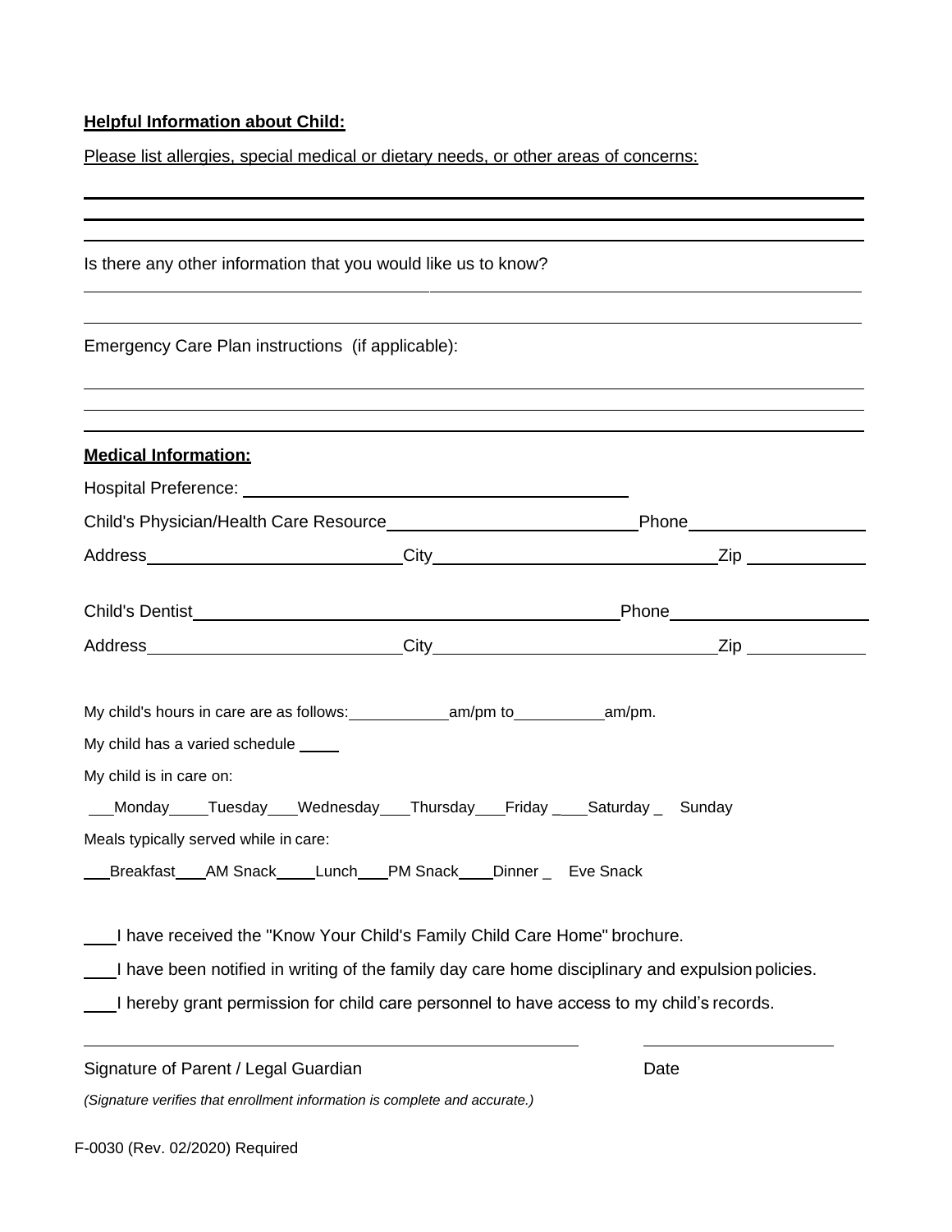**Helpful Information about Child:**

Please list allergies, special medical or dietary needs, or other areas of concerns:

______________________________________________________________________________

______________________________________________________________________________

______________________________________________________________________________

Is there any other information that you would like us to know?

______________________________________________________________________________

______________________________________________________________________________

Emergency Care Plan instructions (if applicable):

______________________________________________________________________________

______________________________________________________________________________

______________________________________________________________________________

**Medical Information:**

Hospital Preference: ______________________________

Child's Physician/Health Care Resource______________________Phone______________

Address______________________City______________________Zip __________

Child's Dentist________________________________Phone________________

Address______________________City______________________Zip __________

My child's hours in care are as follows:__________am/pm to_________am/pm.

My child has a varied schedule ____

My child is in care on:

___Monday____Tuesday___Wednesday___Thursday___Friday ____Saturday _ Sunday

Meals typically served while in care:

___Breakfast___AM Snack____Lunch___PM Snack____Dinner _ Eve Snack

___I have received the "Know Your Child's Family Child Care Home" brochure.

___I have been notified in writing of the family day care home disciplinary and expulsion policies.

___I hereby grant permission for child care personnel to have access to my child's records.

______________________________________________ __________________

Signature of Parent / Legal Guardian Date

*(Signature verifies that enrollment information is complete and accurate.)*

F-0030 (Rev. 02/2020) Required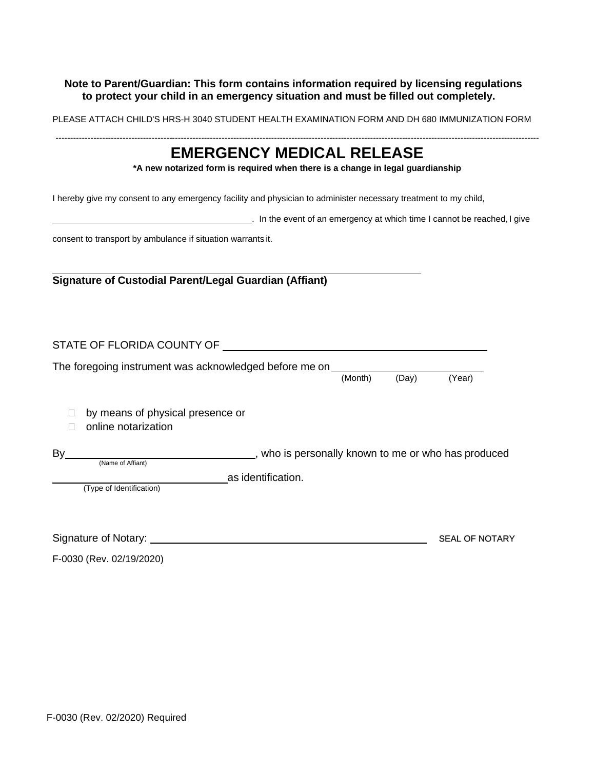**Note to Parent/Guardian: This form contains information required by licensing regulations to protect your child in an emergency situation and must be filled out completely.**

PLEASE ATTACH CHILD'S HRS-H 3040 STUDENT HEALTH EXAMINATION FORM AND DH 680 IMMUNIZATION FORM

---

# EMERGENCY MEDICAL RELEASE

***A new notarized form is required when there is a change in legal guardianship**

I hereby give my consent to any emergency facility and physician to administer necessary treatment to my child,

\_\_\_\_\_\_\_\_\_\_\_\_\_\_\_\_\_\_\_\_\_\_\_\_\_\_\_\_\_\_\_\_\_\_\_\_\_\_\_\_. In the event of an emergency at which time I cannot be reached, I give consent to transport by ambulance if situation warrants it.

\_\_\_\_\_\_\_\_\_\_\_\_\_\_\_\_\_\_\_\_\_\_\_\_\_\_\_\_\_\_\_\_\_\_\_\_\_\_\_\_\_\_\_\_\_\_\_\_\_\_\_\_\_\_\_\_\_\_\_\_\_\_\_\_\_\_\_\_\_\_

**Signature of Custodial Parent/Legal Guardian (Affiant)**

STATE OF FLORIDA COUNTY OF \_\_\_\_\_\_\_\_\_\_\_\_\_\_\_\_\_\_\_\_\_\_\_\_\_\_\_\_\_\_\_\_\_\_\_\_\_\_\_\_\_\_\_\_\_\_\_\_\_\_\_\_\_

The foregoing instrument was acknowledged before me on \_\_\_\_\_\_\_\_\_\_\_\_\_\_\_\_\_\_\_\_\_\_\_\_\_\_\_\_\_
(Month) (Day) (Year)

- ☐ by means of physical presence or
- ☐ online notarization

By \_\_\_\_\_\_\_\_\_\_\_\_\_\_\_\_\_\_\_\_\_\_\_\_\_\_\_\_\_\_\_\_\_\_\_\_\_, who is personally known to me or who has produced
(Name of Affiant)

\_\_\_\_\_\_\_\_\_\_\_\_\_\_\_\_\_\_\_\_\_\_\_\_\_\_\_\_\_\_\_\_\_\_ as identification.
(Type of Identification)

Signature of Notary: \_\_\_\_\_\_\_\_\_\_\_\_\_\_\_\_\_\_\_\_\_\_\_\_\_\_\_\_\_\_\_\_\_\_\_\_\_\_\_\_\_\_\_\_\_\_\_\_\_\_\_\_\_\_\_\_ SEAL OF NOTARY

F-0030 (Rev. 02/19/2020)